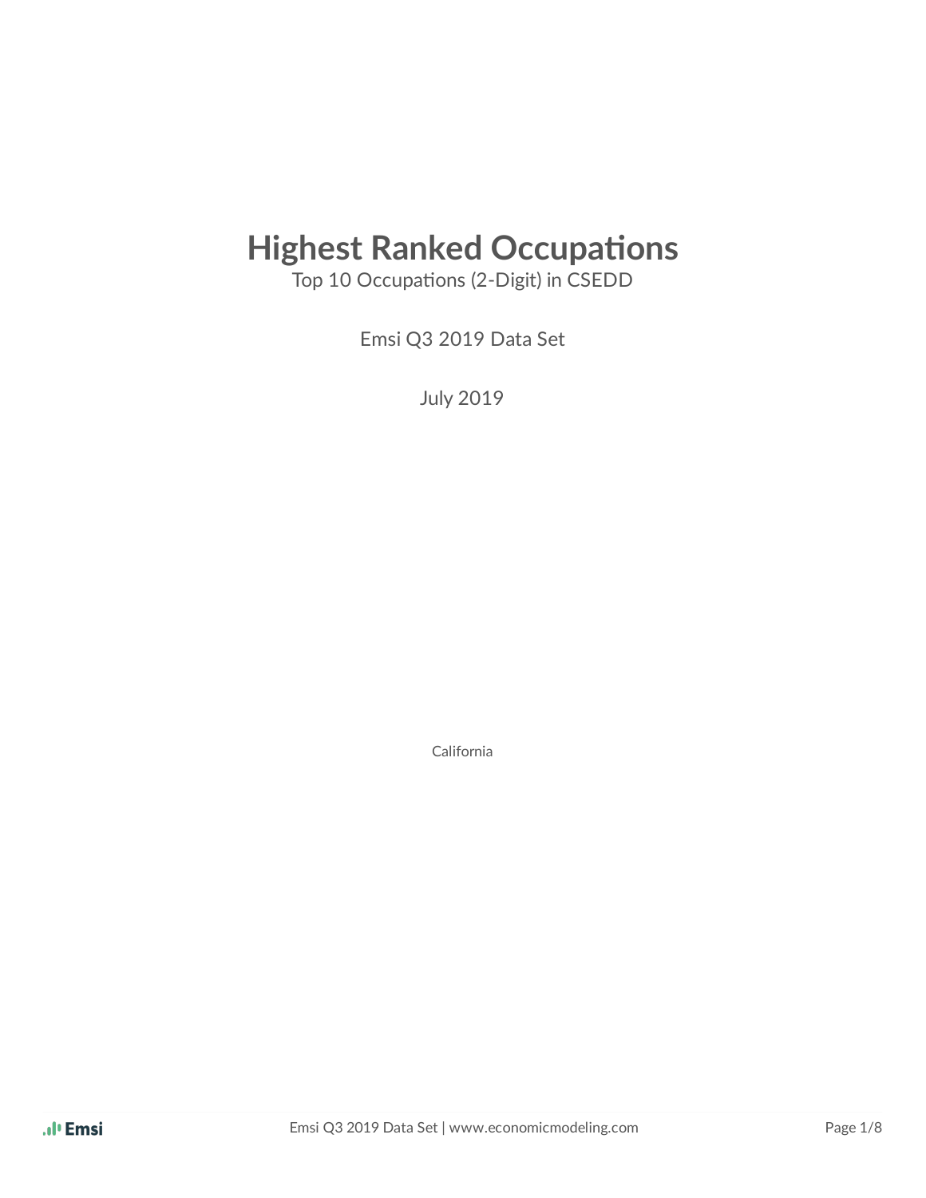# Highest Ranked Occupations

Top 10 Occupations (2-Digit) in CSEDD

Emsi Q3 2019 Data Set

July 2019

California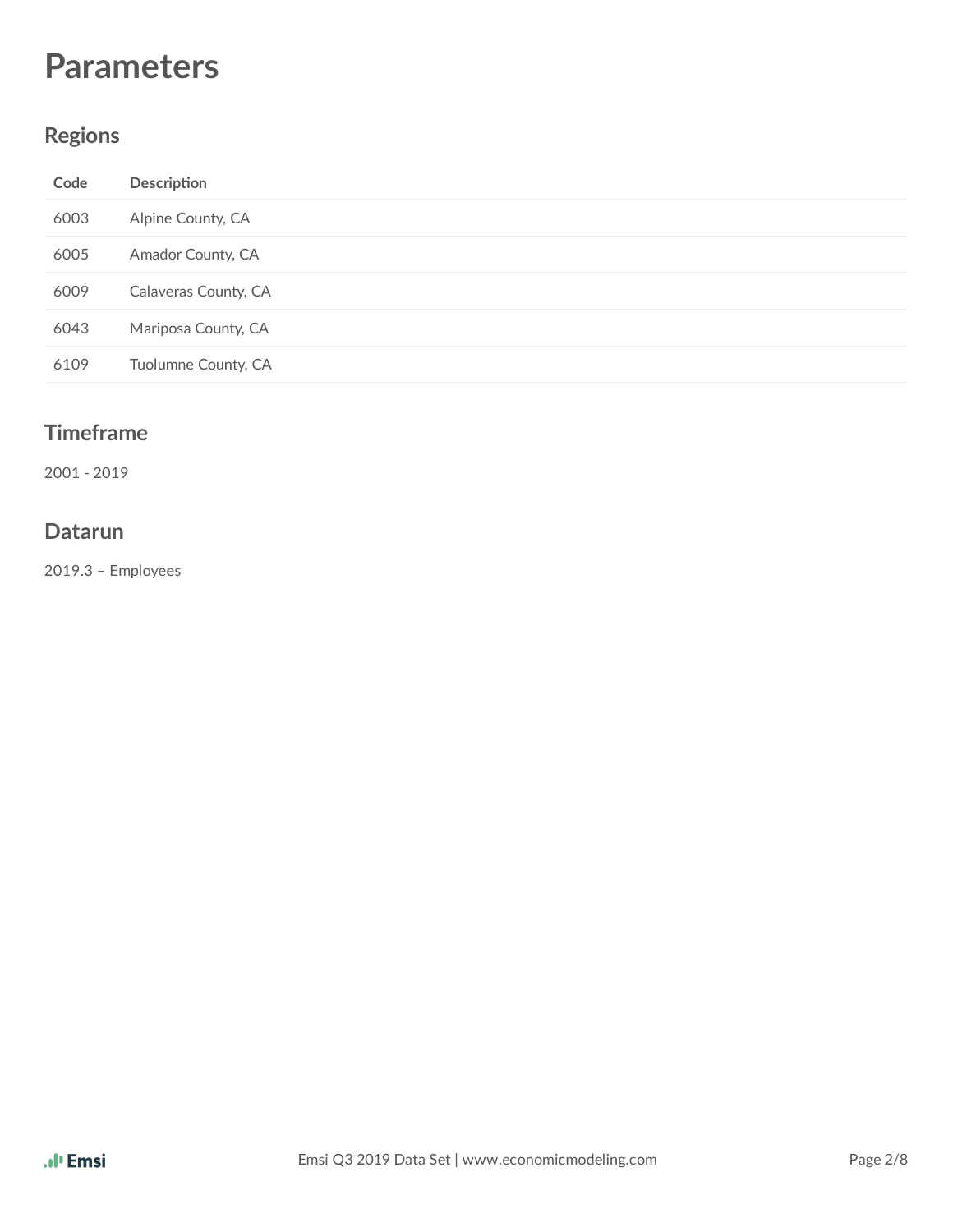# Parameters

## Regions

| Code | Description |
|---|---|
| 6003 | Alpine County, CA |
| 6005 | Amador County, CA |
| 6009 | Calaveras County, CA |
| 6043 | Mariposa County, CA |
| 6109 | Tuolumne County, CA |

## Timeframe

2001 - 2019

## Datarun

2019.3 – Employees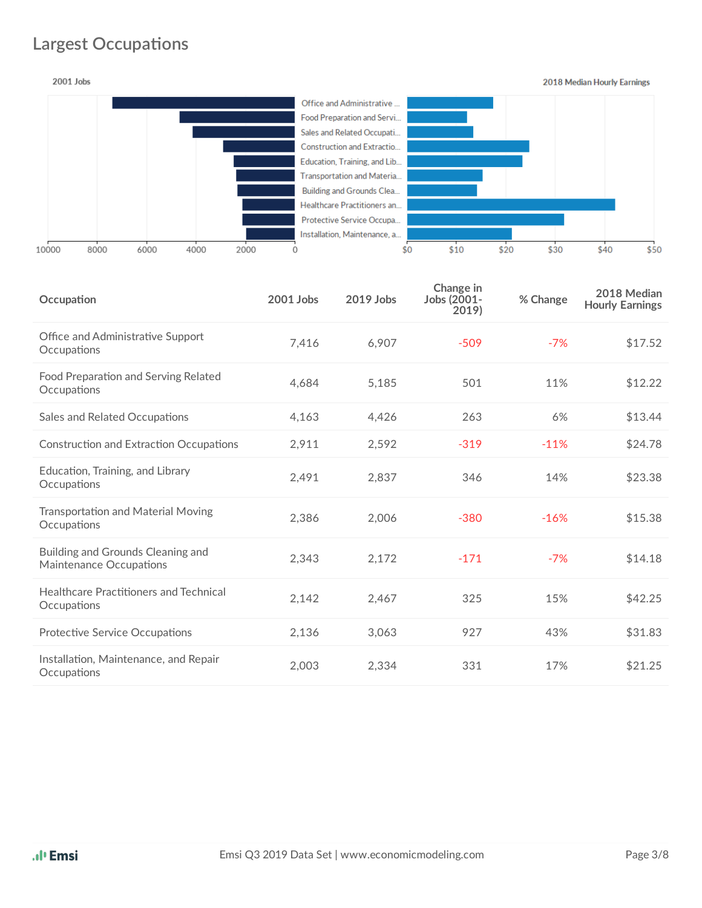# Largest Occupations

2001 Jobs

2018 Median Hourly Earnings

| Occupation | 2001 Jobs | 2019 Jobs | Change in Jobs (2001-2019) | % Change | 2018 Median Hourly Earnings |
|---|---|---|---|---|---|
| Office and Administrative Support Occupations | 7,416 | 6,907 | -509 | -7% | $17.52 |
| Food Preparation and Serving Related Occupations | 4,684 | 5,185 | 501 | 11% | $12.22 |
| Sales and Related Occupations | 4,163 | 4,426 | 263 | 6% | $13.44 |
| Construction and Extraction Occupations | 2,911 | 2,592 | -319 | -11% | $24.78 |
| Education, Training, and Library Occupations | 2,491 | 2,837 | 346 | 14% | $23.38 |
| Transportation and Material Moving Occupations | 2,386 | 2,006 | -380 | -16% | $15.38 |
| Building and Grounds Cleaning and Maintenance Occupations | 2,343 | 2,172 | -171 | -7% | $14.18 |
| Healthcare Practitioners and Technical Occupations | 2,142 | 2,467 | 325 | 15% | $42.25 |
| Protective Service Occupations | 2,136 | 3,063 | 927 | 43% | $31.83 |
| Installation, Maintenance, and Repair Occupations | 2,003 | 2,334 | 331 | 17% | $21.25 |

Emsi Q3 2019 Data Set | www.economicmodeling.com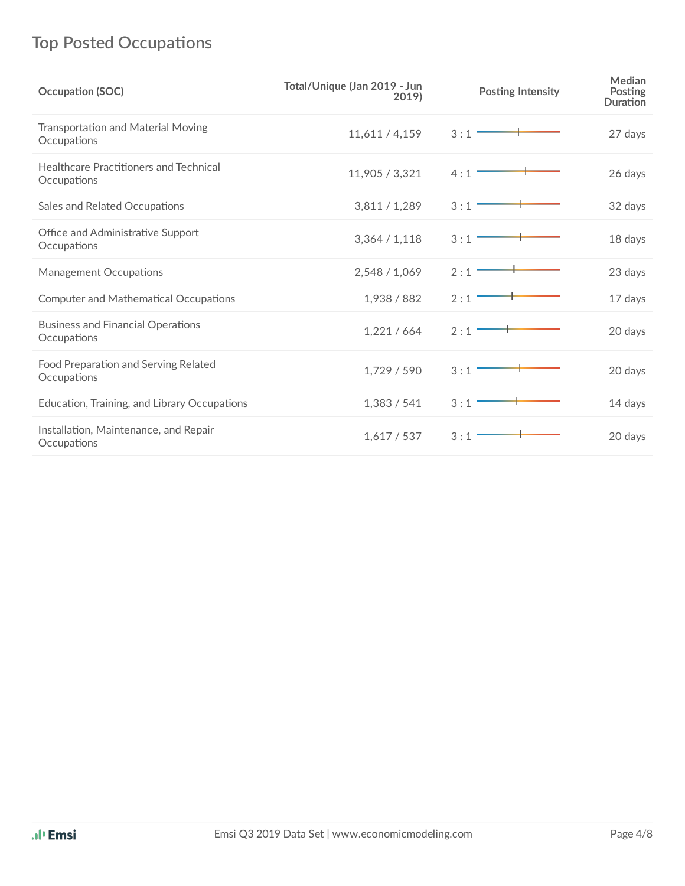## Top Posted Occupations

| Occupation (SOC) | Total/Unique (Jan 2019 - Jun 2019) | Posting Intensity | Median Posting Duration |
|---|---|---|---|
| Transportation and Material Moving Occupations | 11,611 / 4,159 | 3 : 1 | 27 days |
| Healthcare Practitioners and Technical Occupations | 11,905 / 3,321 | 4 : 1 | 26 days |
| Sales and Related Occupations | 3,811 / 1,289 | 3 : 1 | 32 days |
| Office and Administrative Support Occupations | 3,364 / 1,118 | 3 : 1 | 18 days |
| Management Occupations | 2,548 / 1,069 | 2 : 1 | 23 days |
| Computer and Mathematical Occupations | 1,938 / 882 | 2 : 1 | 17 days |
| Business and Financial Operations Occupations | 1,221 / 664 | 2 : 1 | 20 days |
| Food Preparation and Serving Related Occupations | 1,729 / 590 | 3 : 1 | 20 days |
| Education, Training, and Library Occupations | 1,383 / 541 | 3 : 1 | 14 days |
| Installation, Maintenance, and Repair Occupations | 1,617 / 537 | 3 : 1 | 20 days |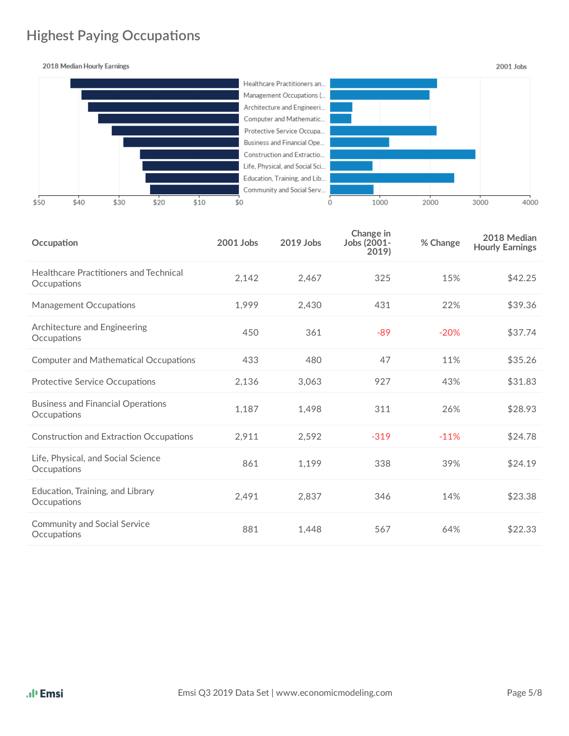# Highest Paying Occupations

| Occupation | 2001 Jobs | 2019 Jobs | Change in Jobs (2001-2019) | % Change | 2018 Median Hourly Earnings |
|---|---|---|---|---|---|
| Healthcare Practitioners and Technical Occupations | 2,142 | 2,467 | 325 | 15% | $42.25 |
| Management Occupations | 1,999 | 2,430 | 431 | 22% | $39.36 |
| Architecture and Engineering Occupations | 450 | 361 | -89 | -20% | $37.74 |
| Computer and Mathematical Occupations | 433 | 480 | 47 | 11% | $35.26 |
| Protective Service Occupations | 2,136 | 3,063 | 927 | 43% | $31.83 |
| Business and Financial Operations Occupations | 1,187 | 1,498 | 311 | 26% | $28.93 |
| Construction and Extraction Occupations | 2,911 | 2,592 | -319 | -11% | $24.78 |
| Life, Physical, and Social Science Occupations | 861 | 1,199 | 338 | 39% | $24.19 |
| Education, Training, and Library Occupations | 2,491 | 2,837 | 346 | 14% | $23.38 |
| Community and Social Service Occupations | 881 | 1,448 | 567 | 64% | $22.33 |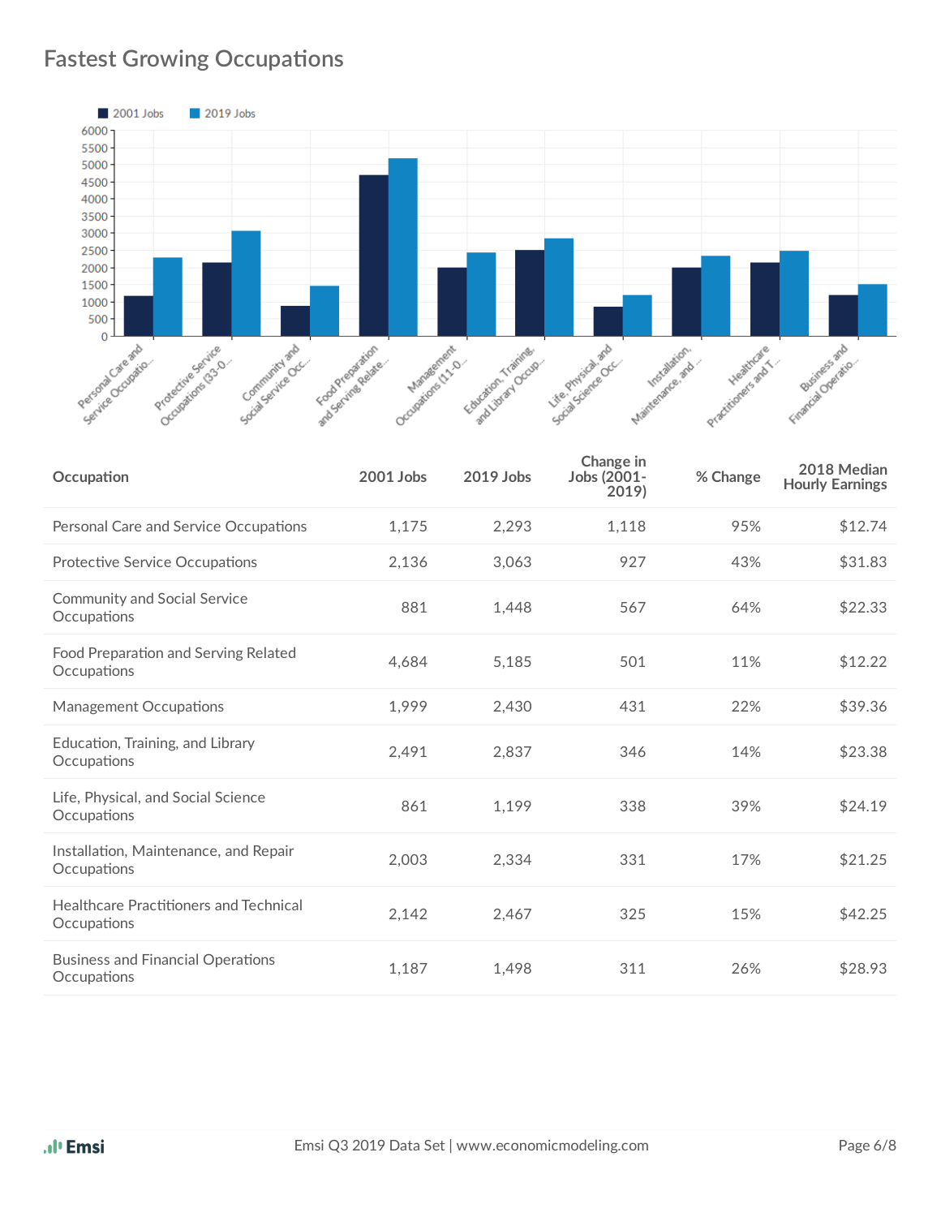## Fastest Growing Occupations

| Occupation | 2001 Jobs | 2019 Jobs | Change in Jobs (2001-2019) | % Change | 2018 Median Hourly Earnings |
|---|---|---|---|---|---|
| Personal Care and Service Occupations | 1,175 | 2,293 | 1,118 | 95% | $12.74 |
| Protective Service Occupations | 2,136 | 3,063 | 927 | 43% | $31.83 |
| Community and Social Service Occupations | 881 | 1,448 | 567 | 64% | $22.33 |
| Food Preparation and Serving Related Occupations | 4,684 | 5,185 | 501 | 11% | $12.22 |
| Management Occupations | 1,999 | 2,430 | 431 | 22% | $39.36 |
| Education, Training, and Library Occupations | 2,491 | 2,837 | 346 | 14% | $23.38 |
| Life, Physical, and Social Science Occupations | 861 | 1,199 | 338 | 39% | $24.19 |
| Installation, Maintenance, and Repair Occupations | 2,003 | 2,334 | 331 | 17% | $21.25 |
| Healthcare Practitioners and Technical Occupations | 2,142 | 2,467 | 325 | 15% | $42.25 |
| Business and Financial Operations Occupations | 1,187 | 1,498 | 311 | 26% | $28.93 |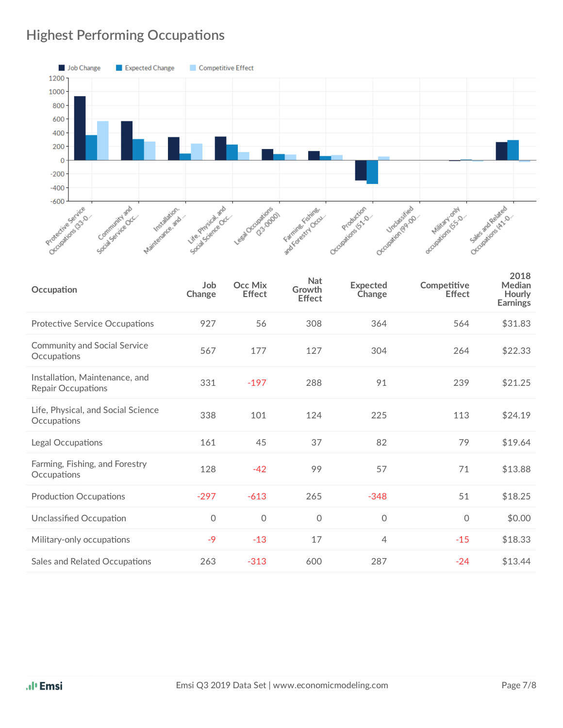## Highest Performing Occupations

| Occupation | Job Change | Occ Mix Effect | Nat Growth Effect | Expected Change | Competitive Effect | 2018 Median Hourly Earnings |
|---|---|---|---|---|---|---|
| Protective Service Occupations | 927 | 56 | 308 | 364 | 564 | $31.83 |
| Community and Social Service Occupations | 567 | 177 | 127 | 304 | 264 | $22.33 |
| Installation, Maintenance, and Repair Occupations | 331 | -197 | 288 | 91 | 239 | $21.25 |
| Life, Physical, and Social Science Occupations | 338 | 101 | 124 | 225 | 113 | $24.19 |
| Legal Occupations | 161 | 45 | 37 | 82 | 79 | $19.64 |
| Farming, Fishing, and Forestry Occupations | 128 | -42 | 99 | 57 | 71 | $13.88 |
| Production Occupations | -297 | -613 | 265 | -348 | 51 | $18.25 |
| Unclassified Occupation | 0 | 0 | 0 | 0 | 0 | $0.00 |
| Military-only occupations | -9 | -13 | 17 | 4 | -15 | $18.33 |
| Sales and Related Occupations | 263 | -313 | 600 | 287 | -24 | $13.44 |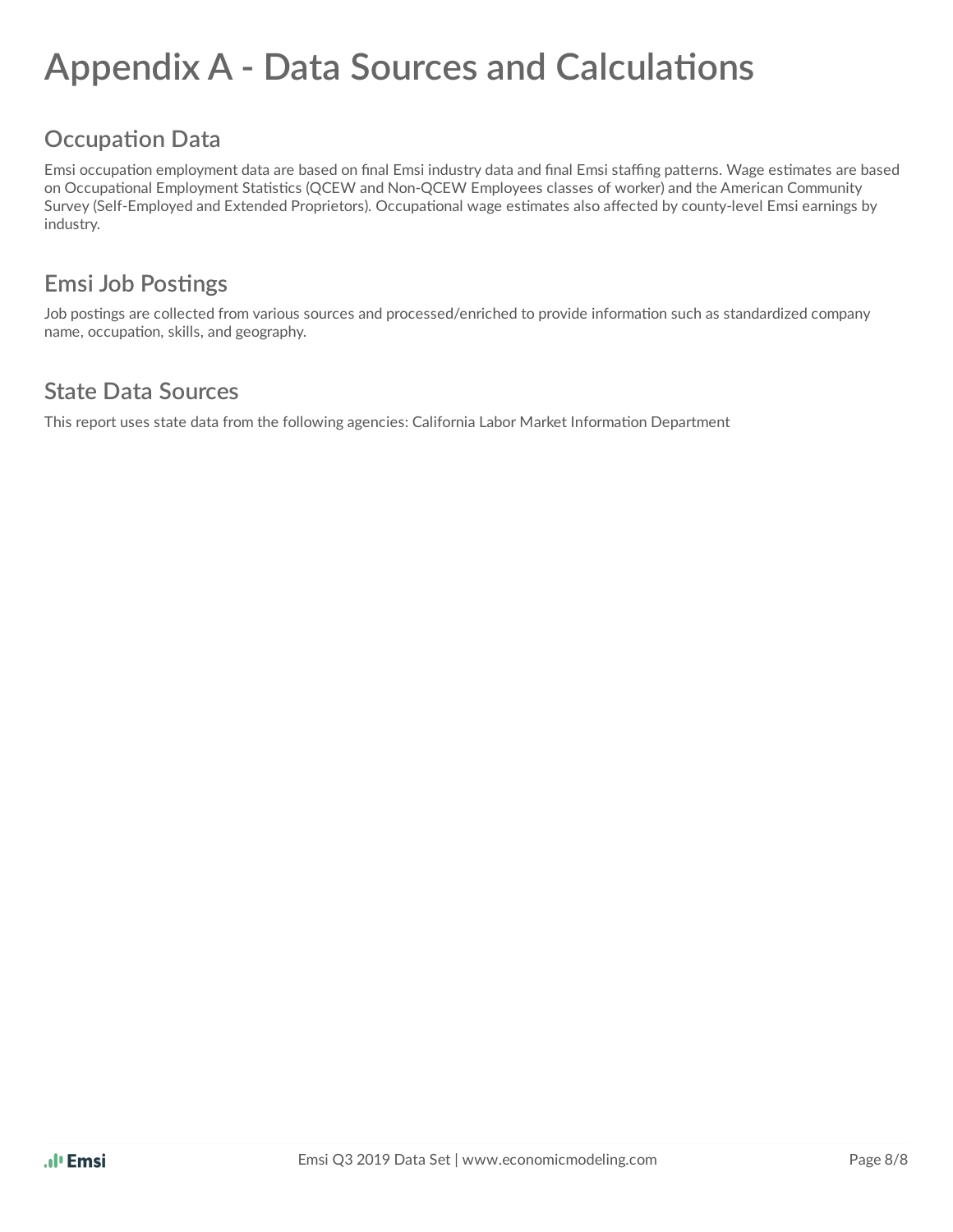# Appendix A - Data Sources and Calculations

## Occupation Data

Emsi occupation employment data are based on final Emsi industry data and final Emsi staffing patterns. Wage estimates are based on Occupational Employment Statistics (QCEW and Non-QCEW Employees classes of worker) and the American Community Survey (Self-Employed and Extended Proprietors). Occupational wage estimates also affected by county-level Emsi earnings by industry.

## Emsi Job Postings

Job postings are collected from various sources and processed/enriched to provide information such as standardized company name, occupation, skills, and geography.

## State Data Sources

This report uses state data from the following agencies: California Labor Market Information Department